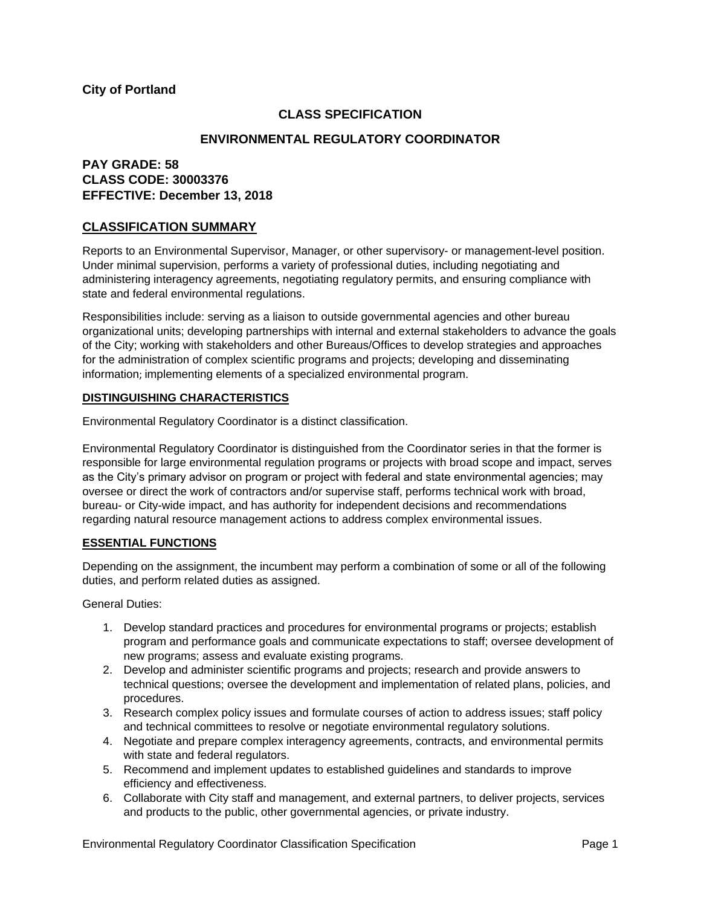**City of Portland**

## CLASS SPECIFICATION

## ENVIRONMENTAL REGULATORY COORDINATOR

**PAY GRADE: 58**
**CLASS CODE: 30003376**
**EFFECTIVE: December 13, 2018**

## CLASSIFICATION SUMMARY

Reports to an Environmental Supervisor, Manager, or other supervisory- or management-level position. Under minimal supervision, performs a variety of professional duties, including negotiating and administering interagency agreements, negotiating regulatory permits, and ensuring compliance with state and federal environmental regulations.

Responsibilities include: serving as a liaison to outside governmental agencies and other bureau organizational units; developing partnerships with internal and external stakeholders to advance the goals of the City; working with stakeholders and other Bureaus/Offices to develop strategies and approaches for the administration of complex scientific programs and projects; developing and disseminating information; implementing elements of a specialized environmental program.

### DISTINGUISHING CHARACTERISTICS

Environmental Regulatory Coordinator is a distinct classification.

Environmental Regulatory Coordinator is distinguished from the Coordinator series in that the former is responsible for large environmental regulation programs or projects with broad scope and impact, serves as the City's primary advisor on program or project with federal and state environmental agencies; may oversee or direct the work of contractors and/or supervise staff, performs technical work with broad, bureau- or City-wide impact, and has authority for independent decisions and recommendations regarding natural resource management actions to address complex environmental issues.

### ESSENTIAL FUNCTIONS

Depending on the assignment, the incumbent may perform a combination of some or all of the following duties, and perform related duties as assigned.

General Duties:

1. Develop standard practices and procedures for environmental programs or projects; establish program and performance goals and communicate expectations to staff; oversee development of new programs; assess and evaluate existing programs.
2. Develop and administer scientific programs and projects; research and provide answers to technical questions; oversee the development and implementation of related plans, policies, and procedures.
3. Research complex policy issues and formulate courses of action to address issues; staff policy and technical committees to resolve or negotiate environmental regulatory solutions.
4. Negotiate and prepare complex interagency agreements, contracts, and environmental permits with state and federal regulators.
5. Recommend and implement updates to established guidelines and standards to improve efficiency and effectiveness.
6. Collaborate with City staff and management, and external partners, to deliver projects, services and products to the public, other governmental agencies, or private industry.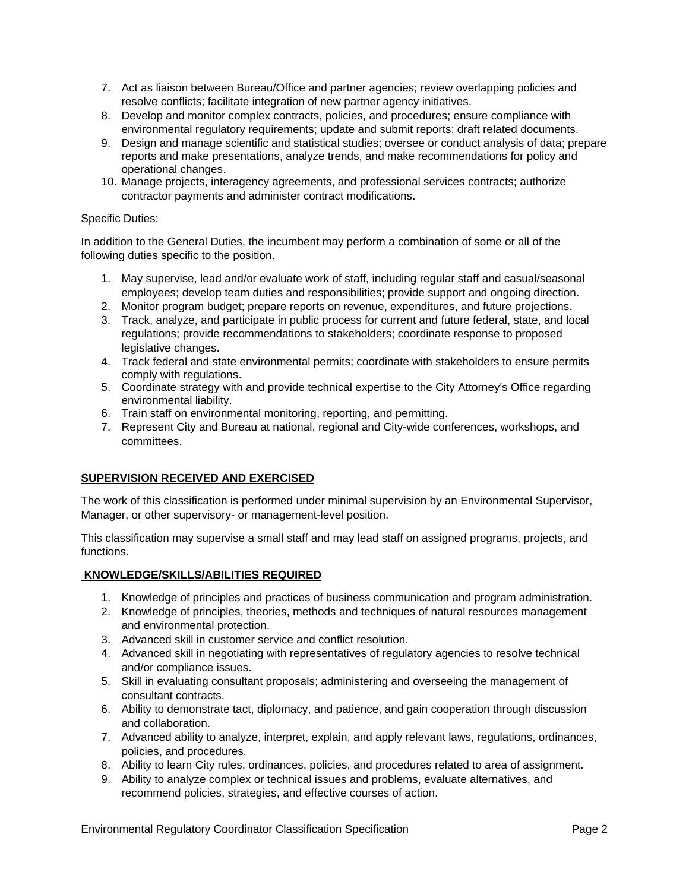7. Act as liaison between Bureau/Office and partner agencies; review overlapping policies and resolve conflicts; facilitate integration of new partner agency initiatives.
8. Develop and monitor complex contracts, policies, and procedures; ensure compliance with environmental regulatory requirements; update and submit reports; draft related documents.
9. Design and manage scientific and statistical studies; oversee or conduct analysis of data; prepare reports and make presentations, analyze trends, and make recommendations for policy and operational changes.
10. Manage projects, interagency agreements, and professional services contracts; authorize contractor payments and administer contract modifications.

Specific Duties:

In addition to the General Duties, the incumbent may perform a combination of some or all of the following duties specific to the position.

1. May supervise, lead and/or evaluate work of staff, including regular staff and casual/seasonal employees; develop team duties and responsibilities; provide support and ongoing direction.
2. Monitor program budget; prepare reports on revenue, expenditures, and future projections.
3. Track, analyze, and participate in public process for current and future federal, state, and local regulations; provide recommendations to stakeholders; coordinate response to proposed legislative changes.
4. Track federal and state environmental permits; coordinate with stakeholders to ensure permits comply with regulations.
5. Coordinate strategy with and provide technical expertise to the City Attorney's Office regarding environmental liability.
6. Train staff on environmental monitoring, reporting, and permitting.
7. Represent City and Bureau at national, regional and City-wide conferences, workshops, and committees.

## SUPERVISION RECEIVED AND EXERCISED

The work of this classification is performed under minimal supervision by an Environmental Supervisor, Manager, or other supervisory- or management-level position.

This classification may supervise a small staff and may lead staff on assigned programs, projects, and functions.

## KNOWLEDGE/SKILLS/ABILITIES REQUIRED

1. Knowledge of principles and practices of business communication and program administration.
2. Knowledge of principles, theories, methods and techniques of natural resources management and environmental protection.
3. Advanced skill in customer service and conflict resolution.
4. Advanced skill in negotiating with representatives of regulatory agencies to resolve technical and/or compliance issues.
5. Skill in evaluating consultant proposals; administering and overseeing the management of consultant contracts.
6. Ability to demonstrate tact, diplomacy, and patience, and gain cooperation through discussion and collaboration.
7. Advanced ability to analyze, interpret, explain, and apply relevant laws, regulations, ordinances, policies, and procedures.
8. Ability to learn City rules, ordinances, policies, and procedures related to area of assignment.
9. Ability to analyze complex or technical issues and problems, evaluate alternatives, and recommend policies, strategies, and effective courses of action.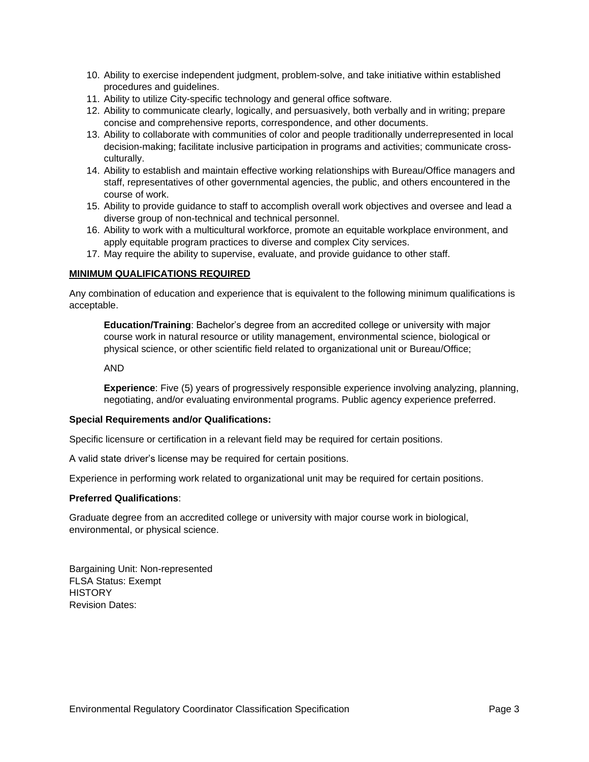10. Ability to exercise independent judgment, problem-solve, and take initiative within established procedures and guidelines.
11. Ability to utilize City-specific technology and general office software.
12. Ability to communicate clearly, logically, and persuasively, both verbally and in writing; prepare concise and comprehensive reports, correspondence, and other documents.
13. Ability to collaborate with communities of color and people traditionally underrepresented in local decision-making; facilitate inclusive participation in programs and activities; communicate cross-culturally.
14. Ability to establish and maintain effective working relationships with Bureau/Office managers and staff, representatives of other governmental agencies, the public, and others encountered in the course of work.
15. Ability to provide guidance to staff to accomplish overall work objectives and oversee and lead a diverse group of non-technical and technical personnel.
16. Ability to work with a multicultural workforce, promote an equitable workplace environment, and apply equitable program practices to diverse and complex City services.
17. May require the ability to supervise, evaluate, and provide guidance to other staff.

## MINIMUM QUALIFICATIONS REQUIRED

Any combination of education and experience that is equivalent to the following minimum qualifications is acceptable.

> **Education/Training**: Bachelor's degree from an accredited college or university with major course work in natural resource or utility management, environmental science, biological or physical science, or other scientific field related to organizational unit or Bureau/Office;
>
> AND
>
> **Experience**: Five (5) years of progressively responsible experience involving analyzing, planning, negotiating, and/or evaluating environmental programs. Public agency experience preferred.

**Special Requirements and/or Qualifications:**

Specific licensure or certification in a relevant field may be required for certain positions.

A valid state driver's license may be required for certain positions.

Experience in performing work related to organizational unit may be required for certain positions.

**Preferred Qualifications**:

Graduate degree from an accredited college or university with major course work in biological, environmental, or physical science.

Bargaining Unit: Non-represented
FLSA Status: Exempt
HISTORY
Revision Dates: